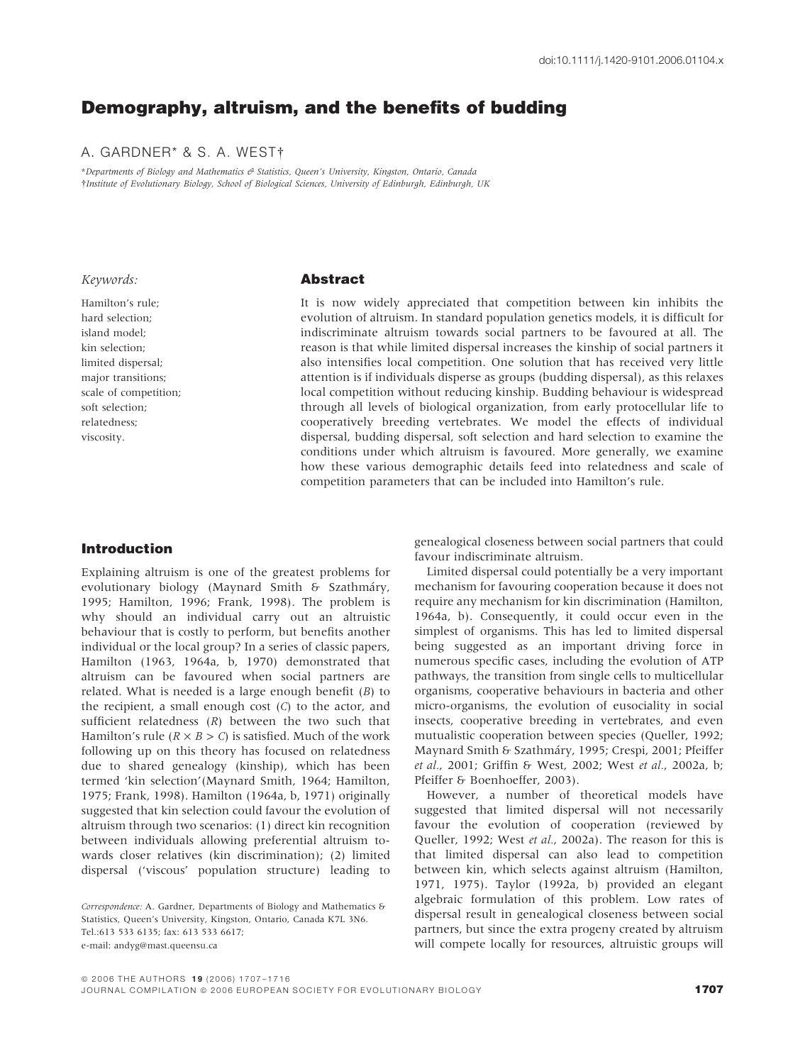# Demography, altruism, and the benefits of budding

A. GARDNER* & S. A. WEST†

*Departments of Biology and Mathematics & Statistics, Queen's University, Kingston, Ontario, Canada

†Institute of Evolutionary Biology, School of Biological Sciences, University of Edinburgh, Edinburgh, UK

*Keywords:*

Hamilton's rule;
hard selection;
island model;
kin selection;
limited dispersal;
major transitions;
scale of competition;
soft selection;
relatedness;
viscosity.

## Abstract

It is now widely appreciated that competition between kin inhibits the evolution of altruism. In standard population genetics models, it is difficult for indiscriminate altruism towards social partners to be favoured at all. The reason is that while limited dispersal increases the kinship of social partners it also intensifies local competition. One solution that has received very little attention is if individuals disperse as groups (budding dispersal), as this relaxes local competition without reducing kinship. Budding behaviour is widespread through all levels of biological organization, from early protocellular life to cooperatively breeding vertebrates. We model the effects of individual dispersal, budding dispersal, soft selection and hard selection to examine the conditions under which altruism is favoured. More generally, we examine how these various demographic details feed into relatedness and scale of competition parameters that can be included into Hamilton's rule.

## Introduction

Explaining altruism is one of the greatest problems for evolutionary biology (Maynard Smith & Szathmáry, 1995; Hamilton, 1996; Frank, 1998). The problem is why should an individual carry out an altruistic behaviour that is costly to perform, but benefits another individual or the local group? In a series of classic papers, Hamilton (1963, 1964a, b, 1970) demonstrated that altruism can be favoured when social partners are related. What is needed is a large enough benefit ($B$) to the recipient, a small enough cost ($C$) to the actor, and sufficient relatedness ($R$) between the two such that Hamilton's rule ($R \times B > C$) is satisfied. Much of the work following up on this theory has focused on relatedness due to shared genealogy (kinship), which has been termed 'kin selection'(Maynard Smith, 1964; Hamilton, 1975; Frank, 1998). Hamilton (1964a, b, 1971) originally suggested that kin selection could favour the evolution of altruism through two scenarios: (1) direct kin recognition between individuals allowing preferential altruism towards closer relatives (kin discrimination); (2) limited dispersal ('viscous' population structure) leading to genealogical closeness between social partners that could favour indiscriminate altruism.

Limited dispersal could potentially be a very important mechanism for favouring cooperation because it does not require any mechanism for kin discrimination (Hamilton, 1964a, b). Consequently, it could occur even in the simplest of organisms. This has led to limited dispersal being suggested as an important driving force in numerous specific cases, including the evolution of ATP pathways, the transition from single cells to multicellular organisms, cooperative behaviours in bacteria and other micro-organisms, the evolution of eusociality in social insects, cooperative breeding in vertebrates, and even mutualistic cooperation between species (Queller, 1992; Maynard Smith & Szathmáry, 1995; Crespi, 2001; Pfeiffer *et al.*, 2001; Griffin & West, 2002; West *et al.*, 2002a, b; Pfeiffer & Boenhoeffer, 2003).

However, a number of theoretical models have suggested that limited dispersal will not necessarily favour the evolution of cooperation (reviewed by Queller, 1992; West *et al.*, 2002a). The reason for this is that limited dispersal can also lead to competition between kin, which selects against altruism (Hamilton, 1971, 1975). Taylor (1992a, b) provided an elegant algebraic formulation of this problem. Low rates of dispersal result in genealogical closeness between social partners, but since the extra progeny created by altruism will compete locally for resources, altruistic groups will

*Correspondence:* A. Gardner, Departments of Biology and Mathematics & Statistics, Queen's University, Kingston, Ontario, Canada K7L 3N6.
Tel.:613 533 6135; fax: 613 533 6617;
e-mail: andyg@mast.queensu.ca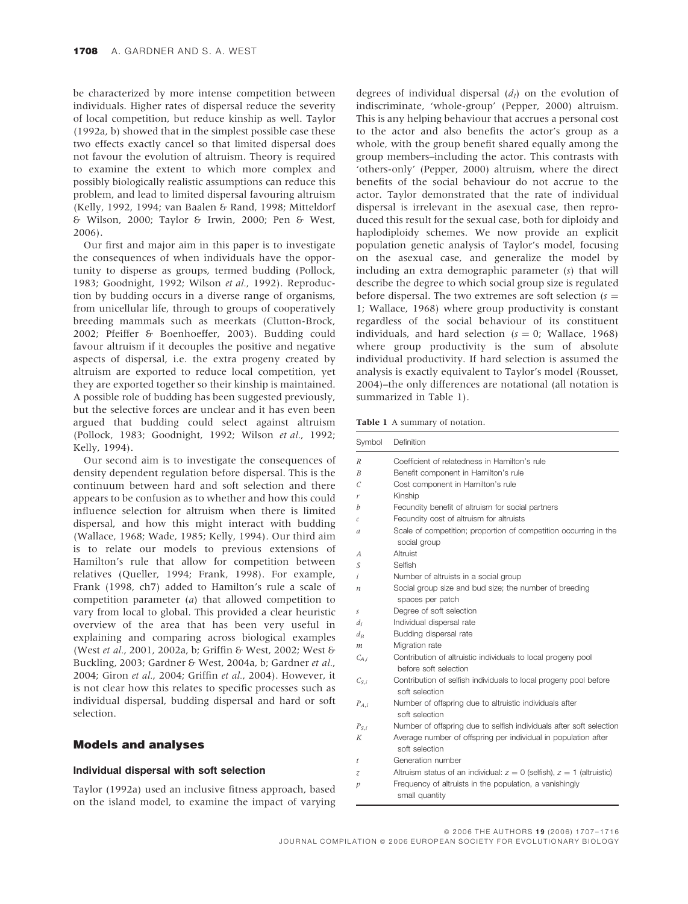be characterized by more intense competition between individuals. Higher rates of dispersal reduce the severity of local competition, but reduce kinship as well. Taylor (1992a, b) showed that in the simplest possible case these two effects exactly cancel so that limited dispersal does not favour the evolution of altruism. Theory is required to examine the extent to which more complex and possibly biologically realistic assumptions can reduce this problem, and lead to limited dispersal favouring altruism (Kelly, 1992, 1994; van Baalen & Rand, 1998; Mitteldorf & Wilson, 2000; Taylor & Irwin, 2000; Pen & West, 2006).

Our first and major aim in this paper is to investigate the consequences of when individuals have the opportunity to disperse as groups, termed budding (Pollock, 1983; Goodnight, 1992; Wilson *et al.*, 1992). Reproduction by budding occurs in a diverse range of organisms, from unicellular life, through to groups of cooperatively breeding mammals such as meerkats (Clutton-Brock, 2002; Pfeiffer & Boenhoeffer, 2003). Budding could favour altruism if it decouples the positive and negative aspects of dispersal, i.e. the extra progeny created by altruism are exported to reduce local competition, yet they are exported together so their kinship is maintained. A possible role of budding has been suggested previously, but the selective forces are unclear and it has even been argued that budding could select against altruism (Pollock, 1983; Goodnight, 1992; Wilson *et al.*, 1992; Kelly, 1994).

Our second aim is to investigate the consequences of density dependent regulation before dispersal. This is the continuum between hard and soft selection and there appears to be confusion as to whether and how this could influence selection for altruism when there is limited dispersal, and how this might interact with budding (Wallace, 1968; Wade, 1985; Kelly, 1994). Our third aim is to relate our models to previous extensions of Hamilton's rule that allow for competition between relatives (Queller, 1994; Frank, 1998). For example, Frank (1998, ch7) added to Hamilton's rule a scale of competition parameter ($a$) that allowed competition to vary from local to global. This provided a clear heuristic overview of the area that has been very useful in explaining and comparing across biological examples (West *et al.*, 2001, 2002a, b; Griffin & West, 2002; West & Buckling, 2003; Gardner & West, 2004a, b; Gardner *et al.*, 2004; Giron *et al.*, 2004; Griffin *et al.*, 2004). However, it is not clear how this relates to specific processes such as individual dispersal, budding dispersal and hard or soft selection.

## Models and analyses

### Individual dispersal with soft selection

Taylor (1992a) used an inclusive fitness approach, based on the island model, to examine the impact of varying degrees of individual dispersal ($d_I$) on the evolution of indiscriminate, 'whole-group' (Pepper, 2000) altruism. This is any helping behaviour that accrues a personal cost to the actor and also benefits the actor's group as a whole, with the group benefit shared equally among the group members–including the actor. This contrasts with 'others-only' (Pepper, 2000) altruism, where the direct benefits of the social behaviour do not accrue to the actor. Taylor demonstrated that the rate of individual dispersal is irrelevant in the asexual case, then reproduced this result for the sexual case, both for diploidy and haplodiploidy schemes. We now provide an explicit population genetic analysis of Taylor's model, focusing on the asexual case, and generalize the model by including an extra demographic parameter ($s$) that will describe the degree to which social group size is regulated before dispersal. The two extremes are soft selection ($s = 1$; Wallace, 1968) where group productivity is constant regardless of the social behaviour of its constituent individuals, and hard selection ($s = 0$; Wallace, 1968) where group productivity is the sum of absolute individual productivity. If hard selection is assumed the analysis is exactly equivalent to Taylor's model (Rousset, 2004)–the only differences are notational (all notation is summarized in Table 1).

**Table 1** A summary of notation.

| Symbol | Definition |
|---|---|
| $R$ | Coefficient of relatedness in Hamilton's rule |
| $B$ | Benefit component in Hamilton's rule |
| $C$ | Cost component in Hamilton's rule |
| $r$ | Kinship |
| $b$ | Fecundity benefit of altruism for social partners |
| $c$ | Fecundity cost of altruism for altruists |
| $a$ | Scale of competition; proportion of competition occurring in the social group |
| $A$ | Altruist |
| $S$ | Selfish |
| $i$ | Number of altruists in a social group |
| $n$ | Social group size and bud size; the number of breeding spaces per patch |
| $s$ | Degree of soft selection |
| $d_I$ | Individual dispersal rate |
| $d_B$ | Budding dispersal rate |
| $m$ | Migration rate |
| $C_{A,i}$ | Contribution of altruistic individuals to local progeny pool before soft selection |
| $C_{S,i}$ | Contribution of selfish individuals to local progeny pool before soft selection |
| $P_{A,i}$ | Number of offspring due to altruistic individuals after soft selection |
| $P_{S,i}$ | Number of offspring due to selfish individuals after soft selection |
| $K$ | Average number of offspring per individual in population after soft selection |
| $t$ | Generation number |
| $z$ | Altruism status of an individual: $z = 0$ (selfish), $z = 1$ (altruistic) |
| $p$ | Frequency of altruists in the population, a vanishingly small quantity |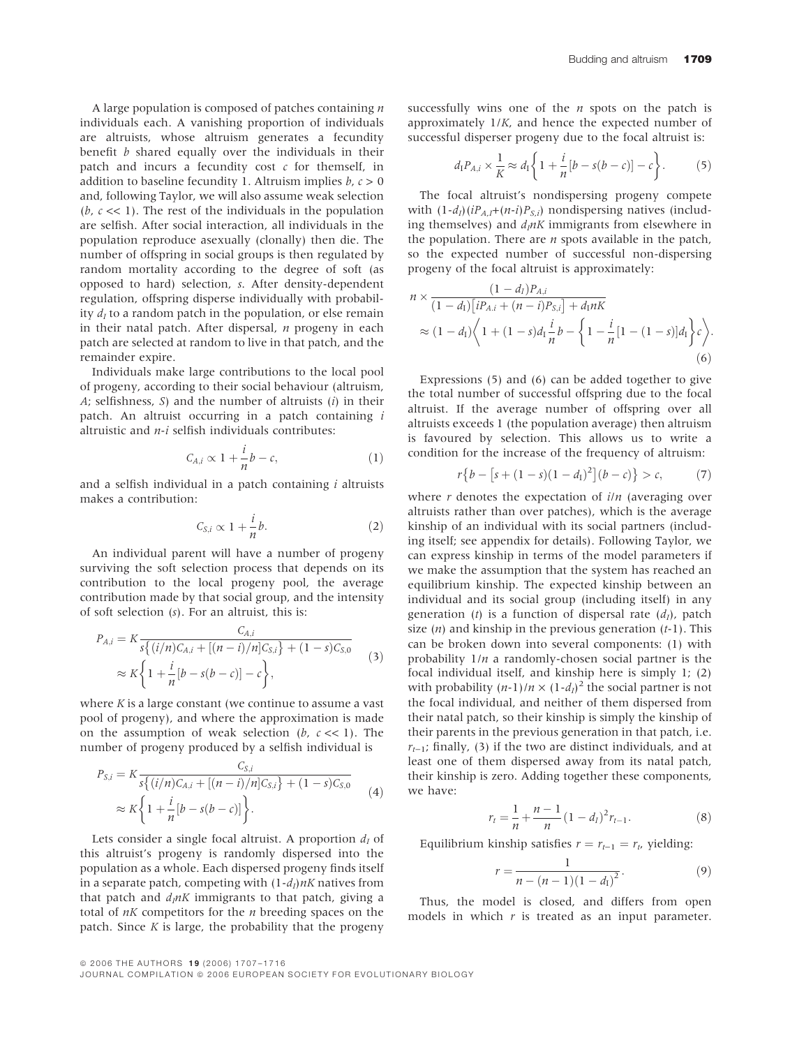A large population is composed of patches containing $n$ individuals each. A vanishing proportion of individuals are altruists, whose altruism generates a fecundity benefit $b$ shared equally over the individuals in their patch and incurs a fecundity cost $c$ for themself, in addition to baseline fecundity 1. Altruism implies $b$, $c > 0$ and, following Taylor, we will also assume weak selection ($b$, $c << 1$). The rest of the individuals in the population are selfish. After social interaction, all individuals in the population reproduce asexually (clonally) then die. The number of offspring in social groups is then regulated by random mortality according to the degree of soft (as opposed to hard) selection, $s$. After density-dependent regulation, offspring disperse individually with probability $d_I$ to a random patch in the population, or else remain in their natal patch. After dispersal, $n$ progeny in each patch are selected at random to live in that patch, and the remainder expire.

Individuals make large contributions to the local pool of progeny, according to their social behaviour (altruism, *A*; selfishness, *S*) and the number of altruists ($i$) in their patch. An altruist occurring in a patch containing $i$ altruistic and $n$-$i$ selfish individuals contributes:

$$C_{A,i} \propto 1 + \frac{i}{n}b - c, \tag{1}$$

and a selfish individual in a patch containing $i$ altruists makes a contribution:

$$C_{S,i} \propto 1 + \frac{i}{n}b. \tag{2}$$

An individual parent will have a number of progeny surviving the soft selection process that depends on its contribution to the local progeny pool, the average contribution made by that social group, and the intensity of soft selection ($s$). For an altruist, this is:

$$\begin{aligned} P_{A,i} &= K\frac{C_{A,i}}{s\{(i/n)C_{A,i} + [(n-i)/n]C_{S,i}\} + (1-s)C_{S,0}} \\ &\approx K\left\{1 + \frac{i}{n}[b - s(b-c)] - c\right\}, \end{aligned} \tag{3}$$

where $K$ is a large constant (we continue to assume a vast pool of progeny), and where the approximation is made on the assumption of weak selection ($b$, $c << 1$). The number of progeny produced by a selfish individual is

$$\begin{aligned} P_{S,i} &= K\frac{C_{S,i}}{s\{(i/n)C_{A,i} + [(n-i)/n]C_{S,i}\} + (1-s)C_{S,0}} \\ &\approx K\left\{1 + \frac{i}{n}[b - s(b-c)]\right\}. \end{aligned} \tag{4}$$

Lets consider a single focal altruist. A proportion $d_I$ of this altruist's progeny is randomly dispersed into the population as a whole. Each dispersed progeny finds itself in a separate patch, competing with $(1-d_I)nK$ natives from that patch and $d_I nK$ immigrants to that patch, giving a total of $nK$ competitors for the $n$ breeding spaces on the patch. Since $K$ is large, the probability that the progeny successfully wins one of the $n$ spots on the patch is approximately $1/K$, and hence the expected number of successful disperser progeny due to the focal altruist is:

$$d_I P_{A,i} \times \frac{1}{K} \approx d_I\left\{1 + \frac{i}{n}[b - s(b-c)] - c\right\}. \tag{5}$$

The focal altruist's nondispersing progeny compete with $(1-d_I)(iP_{A,i}+(n-i)P_{S,i})$ nondispersing natives (including themselves) and $d_I nK$ immigrants from elsewhere in the population. There are $n$ spots available in the patch, so the expected number of successful non-dispersing progeny of the focal altruist is approximately:

$$\begin{aligned} &n \times \frac{(1-d_I)P_{A,i}}{(1-d_I)\left[iP_{A,i} + (n-i)P_{S,i}\right] + d_I nK} \\ &\approx (1-d_I)\left\langle 1 + (1-s)d_I\frac{i}{n}b - \left\{1 - \frac{i}{n}[1-(1-s)]d_I\right\}c\right\rangle. \end{aligned} \tag{6}$$

Expressions (5) and (6) can be added together to give the total number of successful offspring due to the focal altruist. If the average number of offspring over all altruists exceeds 1 (the population average) then altruism is favoured by selection. This allows us to write a condition for the increase of the frequency of altruism:

$$r\left\{b - \left[s + (1-s)(1-d_I)^2\right](b-c)\right\} > c, \tag{7}$$

where $r$ denotes the expectation of $i/n$ (averaging over altruists rather than over patches), which is the average kinship of an individual with its social partners (including itself; see appendix for details). Following Taylor, we can express kinship in terms of the model parameters if we make the assumption that the system has reached an equilibrium kinship. The expected kinship between an individual and its social group (including itself) in any generation ($t$) is a function of dispersal rate ($d_I$), patch size ($n$) and kinship in the previous generation ($t$-1). This can be broken down into several components: (1) with probability $1/n$ a randomly-chosen social partner is the focal individual itself, and kinship here is simply 1; (2) with probability $(n-1)/n \times (1-d_I)^2$ the social partner is not the focal individual, and neither of them dispersed from their natal patch, so their kinship is simply the kinship of their parents in the previous generation in that patch, i.e. $r_{t-1}$; finally, (3) if the two are distinct individuals, and at least one of them dispersed away from its natal patch, their kinship is zero. Adding together these components, we have:

$$r_t = \frac{1}{n} + \frac{n-1}{n}(1-d_I)^2 r_{t-1}. \tag{8}$$

Equilibrium kinship satisfies $r = r_{t-1} = r_t$, yielding:

$$r = \frac{1}{n - (n-1)(1-d_I)^2}. \tag{9}$$

Thus, the model is closed, and differs from open models in which $r$ is treated as an input parameter.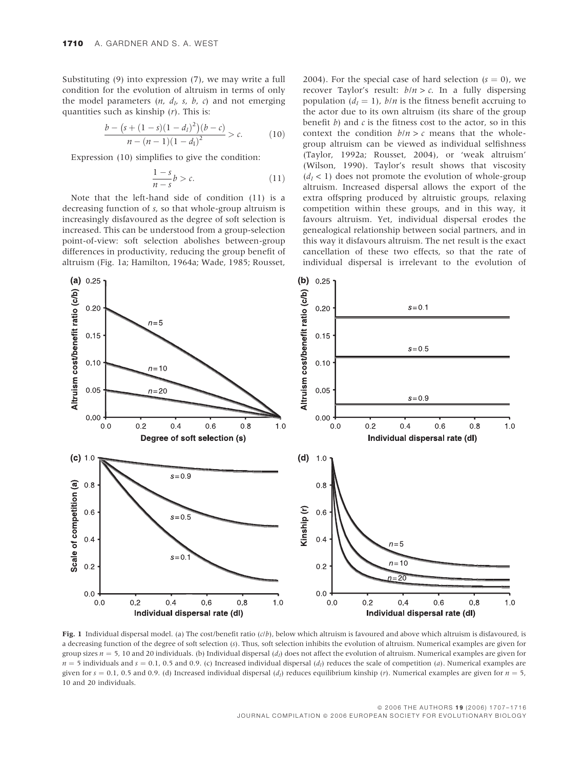Substituting (9) into expression (7), we may write a full condition for the evolution of altruism in terms of only the model parameters ($n$, $d_I$, $s$, $b$, $c$) and not emerging quantities such as kinship ($r$). This is:

$$\frac{b - \left(s + (1-s)(1-d_I)^2\right)(b-c)}{n - (n-1)(1-d_I)^2} > c. \tag{10}$$

Expression (10) simplifies to give the condition:

$$\frac{1-s}{n-s}b > c. \tag{11}$$

Note that the left-hand side of condition (11) is a decreasing function of $s$, so that whole-group altruism is increasingly disfavoured as the degree of soft selection is increased. This can be understood from a group-selection point-of-view: soft selection abolishes between-group differences in productivity, reducing the group benefit of altruism (Fig. 1a; Hamilton, 1964a; Wade, 1985; Rousset, 2004). For the special case of hard selection ($s = 0$), we recover Taylor's result: $b/n > c$. In a fully dispersing population ($d_I = 1$), $b/n$ is the fitness benefit accruing to the actor due to its own altruism (its share of the group benefit $b$) and $c$ is the fitness cost to the actor, so in this context the condition $b/n > c$ means that the whole-group altruism can be viewed as individual selfishness (Taylor, 1992a; Rousset, 2004), or 'weak altruism' (Wilson, 1990). Taylor's result shows that viscosity ($d_I < 1$) does not promote the evolution of whole-group altruism. Increased dispersal allows the export of the extra offspring produced by altruistic groups, relaxing competition within these groups, and in this way, it favours altruism. Yet, individual dispersal erodes the genealogical relationship between social partners, and in this way it disfavours altruism. The net result is the exact cancellation of these two effects, so that the rate of individual dispersal is irrelevant to the evolution of

**Fig. 1** Individual dispersal model. (a) The cost/benefit ratio ($c/b$), below which altruism is favoured and above which altruism is disfavoured, is a decreasing function of the degree of soft selection ($s$). Thus, soft selection inhibits the evolution of altruism. Numerical examples are given for group sizes $n = 5$, 10 and 20 individuals. (b) Individual dispersal ($d_I$) does not affect the evolution of altruism. Numerical examples are given for $n = 5$ individuals and $s = 0.1$, 0.5 and 0.9. (c) Increased individual dispersal ($d_I$) reduces the scale of competition ($a$). Numerical examples are given for $s = 0.1$, 0.5 and 0.9. (d) Increased individual dispersal ($d_I$) reduces equilibrium kinship ($r$). Numerical examples are given for $n = 5$, 10 and 20 individuals.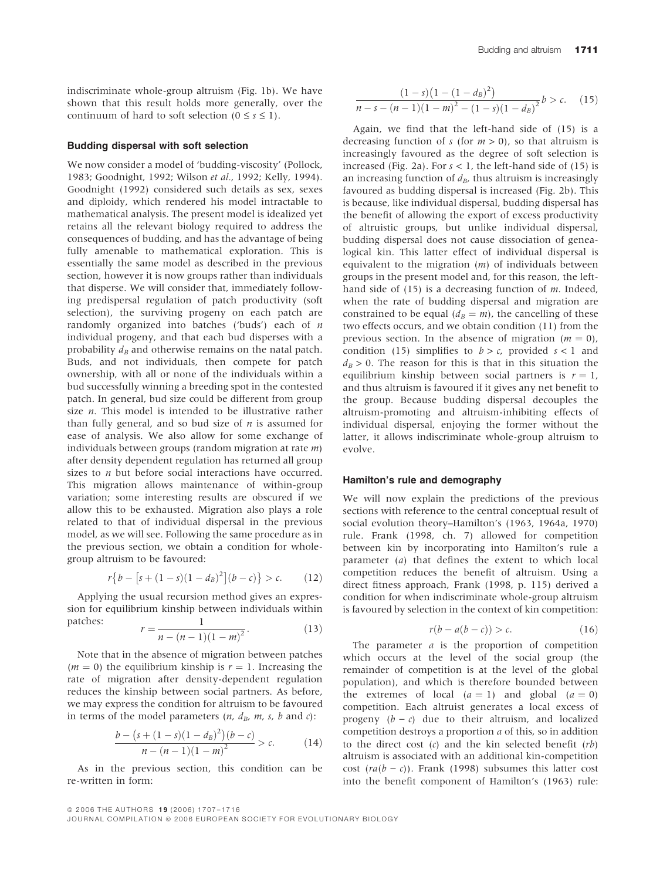indiscriminate whole-group altruism (Fig. 1b). We have shown that this result holds more generally, over the continuum of hard to soft selection ($0 \le s \le 1$).

### Budding dispersal with soft selection

We now consider a model of 'budding-viscosity' (Pollock, 1983; Goodnight, 1992; Wilson *et al.*, 1992; Kelly, 1994). Goodnight (1992) considered such details as sex, sexes and diploidy, which rendered his model intractable to mathematical analysis. The present model is idealized yet retains all the relevant biology required to address the consequences of budding, and has the advantage of being fully amenable to mathematical exploration. This is essentially the same model as described in the previous section, however it is now groups rather than individuals that disperse. We will consider that, immediately following predispersal regulation of patch productivity (soft selection), the surviving progeny on each patch are randomly organized into batches ('buds') each of $n$ individual progeny, and that each bud disperses with a probability $d_B$ and otherwise remains on the natal patch. Buds, and not individuals, then compete for patch ownership, with all or none of the individuals within a bud successfully winning a breeding spot in the contested patch. In general, bud size could be different from group size $n$. This model is intended to be illustrative rather than fully general, and so bud size of $n$ is assumed for ease of analysis. We also allow for some exchange of individuals between groups (random migration at rate $m$) after density dependent regulation has returned all group sizes to $n$ but before social interactions have occurred. This migration allows maintenance of within-group variation; some interesting results are obscured if we allow this to be exhausted. Migration also plays a role related to that of individual dispersal in the previous model, as we will see. Following the same procedure as in the previous section, we obtain a condition for whole-group altruism to be favoured:

$$r\{b - [s + (1-s)(1-d_B)^2](b-c)\} > c. \qquad (12)$$

Applying the usual recursion method gives an expression for equilibrium kinship between individuals within patches:

$$r = \frac{1}{n-(n-1)(1-m)^2}. \qquad (13)$$

Note that in the absence of migration between patches ($m = 0$) the equilibrium kinship is $r = 1$. Increasing the rate of migration after density-dependent regulation reduces the kinship between social partners. As before, we may express the condition for altruism to be favoured in terms of the model parameters ($n$, $d_B$, $m$, $s$, $b$ and $c$):

$$\frac{b - (s + (1-s)(1-d_B)^2)(b-c)}{n-(n-1)(1-m)^2} > c. \qquad (14)$$

As in the previous section, this condition can be re-written in form:

$$\frac{(1-s)(1-(1-d_B)^2)}{n-s-(n-1)(1-m)^2-(1-s)(1-d_B)^2}b > c. \qquad (15)$$

Again, we find that the left-hand side of (15) is a decreasing function of $s$ (for $m > 0$), so that altruism is increasingly favoured as the degree of soft selection is increased (Fig. 2a). For $s < 1$, the left-hand side of (15) is an increasing function of $d_B$, thus altruism is increasingly favoured as budding dispersal is increased (Fig. 2b). This is because, like individual dispersal, budding dispersal has the benefit of allowing the export of excess productivity of altruistic groups, but unlike individual dispersal, budding dispersal does not cause dissociation of genealogical kin. This latter effect of individual dispersal is equivalent to the migration ($m$) of individuals between groups in the present model and, for this reason, the left-hand side of (15) is a decreasing function of $m$. Indeed, when the rate of budding dispersal and migration are constrained to be equal ($d_B = m$), the cancelling of these two effects occurs, and we obtain condition (11) from the previous section. In the absence of migration ($m = 0$), condition (15) simplifies to $b > c$, provided $s < 1$ and $d_B > 0$. The reason for this is that in this situation the equilibrium kinship between social partners is $r = 1$, and thus altruism is favoured if it gives any net benefit to the group. Because budding dispersal decouples the altruism-promoting and altruism-inhibiting effects of individual dispersal, enjoying the former without the latter, it allows indiscriminate whole-group altruism to evolve.

### Hamilton's rule and demography

We will now explain the predictions of the previous sections with reference to the central conceptual result of social evolution theory–Hamilton's (1963, 1964a, 1970) rule. Frank (1998, ch. 7) allowed for competition between kin by incorporating into Hamilton's rule a parameter ($a$) that defines the extent to which local competition reduces the benefit of altruism. Using a direct fitness approach, Frank (1998, p. 115) derived a condition for when indiscriminate whole-group altruism is favoured by selection in the context of kin competition:

$$r(b - a(b-c)) > c. \qquad (16)$$

The parameter $a$ is the proportion of competition which occurs at the level of the social group (the remainder of competition is at the level of the global population), and which is therefore bounded between the extremes of local ($a = 1$) and global ($a = 0$) competition. Each altruist generates a local excess of progeny ($b - c$) due to their altruism, and localized competition destroys a proportion $a$ of this, so in addition to the direct cost ($c$) and the kin selected benefit ($rb$) altruism is associated with an additional kin-competition cost ($ra(b - c)$). Frank (1998) subsumes this latter cost into the benefit component of Hamilton's (1963) rule: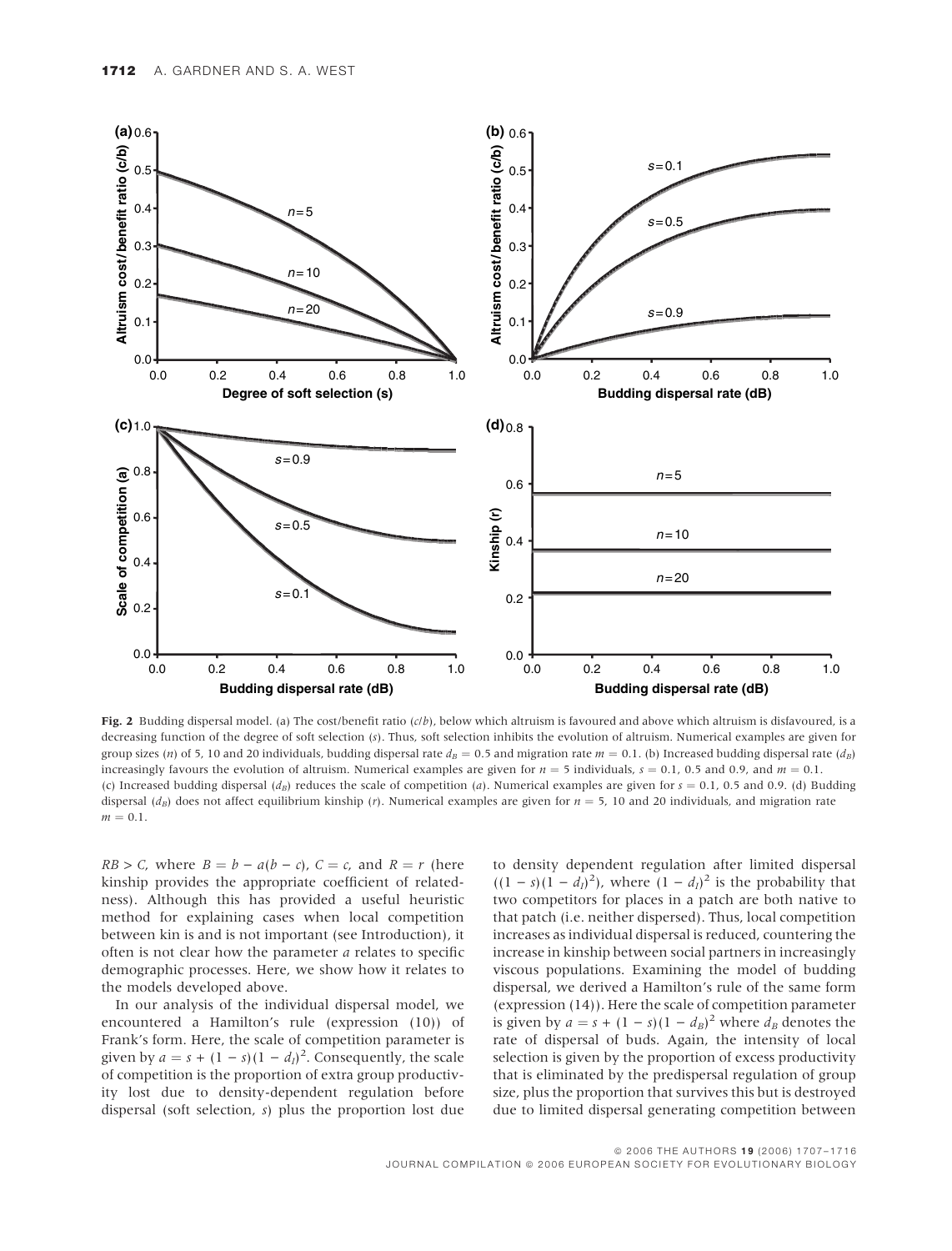**Fig. 2** Budding dispersal model. (a) The cost/benefit ratio ($c/b$), below which altruism is favoured and above which altruism is disfavoured, is a decreasing function of the degree of soft selection ($s$). Thus, soft selection inhibits the evolution of altruism. Numerical examples are given for group sizes ($n$) of 5, 10 and 20 individuals, budding dispersal rate $d_B = 0.5$ and migration rate $m = 0.1$. (b) Increased budding dispersal rate ($d_B$) increasingly favours the evolution of altruism. Numerical examples are given for $n = 5$ individuals, $s = 0.1$, 0.5 and 0.9, and $m = 0.1$. (c) Increased budding dispersal ($d_B$) reduces the scale of competition ($a$). Numerical examples are given for $s = 0.1$, 0.5 and 0.9. (d) Budding dispersal ($d_B$) does not affect equilibrium kinship ($r$). Numerical examples are given for $n = 5$, 10 and 20 individuals, and migration rate $m = 0.1$.

$RB > C$, where $B = b - a(b - c)$, $C = c$, and $R = r$ (here kinship provides the appropriate coefficient of relatedness). Although this has provided a useful heuristic method for explaining cases when local competition between kin is and is not important (see Introduction), it often is not clear how the parameter $a$ relates to specific demographic processes. Here, we show how it relates to the models developed above.

In our analysis of the individual dispersal model, we encountered a Hamilton's rule (expression (10)) of Frank's form. Here, the scale of competition parameter is given by $a = s + (1 - s)(1 - d_I)^2$. Consequently, the scale of competition is the proportion of extra group productivity lost due to density-dependent regulation before dispersal (soft selection, $s$) plus the proportion lost due to density dependent regulation after limited dispersal ($(1 - s)(1 - d_I)^2$), where $(1 - d_I)^2$ is the probability that two competitors for places in a patch are both native to that patch (i.e. neither dispersed). Thus, local competition increases as individual dispersal is reduced, countering the increase in kinship between social partners in increasingly viscous populations. Examining the model of budding dispersal, we derived a Hamilton's rule of the same form (expression (14)). Here the scale of competition parameter is given by $a = s + (1 - s)(1 - d_B)^2$ where $d_B$ denotes the rate of dispersal of buds. Again, the intensity of local selection is given by the proportion of excess productivity that is eliminated by the predispersal regulation of group size, plus the proportion that survives this but is destroyed due to limited dispersal generating competition between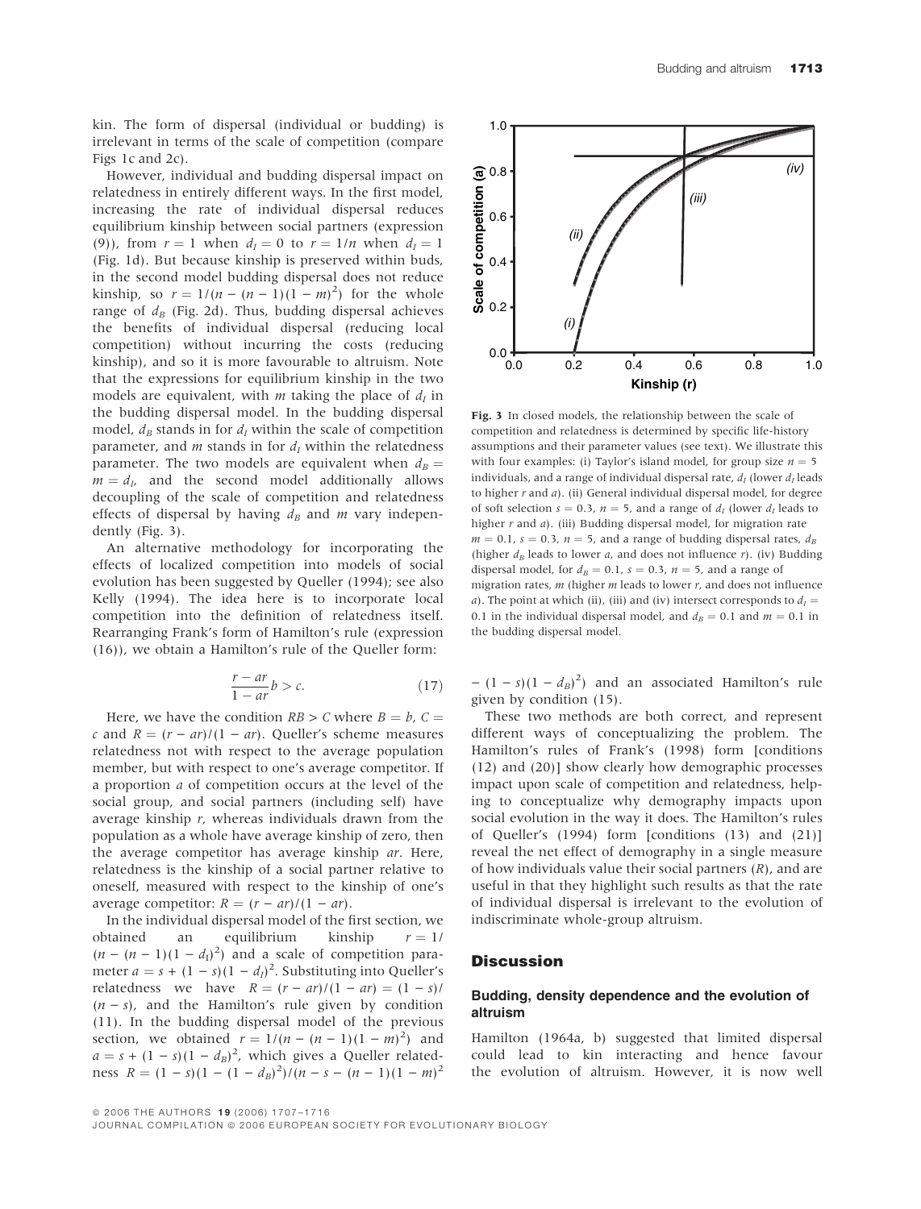kin. The form of dispersal (individual or budding) is irrelevant in terms of the scale of competition (compare Figs 1c and 2c).

However, individual and budding dispersal impact on relatedness in entirely different ways. In the first model, increasing the rate of individual dispersal reduces equilibrium kinship between social partners (expression (9)), from $r = 1$ when $d_I = 0$ to $r = 1/n$ when $d_I = 1$ (Fig. 1d). But because kinship is preserved within buds, in the second model budding dispersal does not reduce kinship, so $r = 1/(n - (n - 1)(1 - m)^2)$ for the whole range of $d_B$ (Fig. 2d). Thus, budding dispersal achieves the benefits of individual dispersal (reducing local competition) without incurring the costs (reducing kinship), and so it is more favourable to altruism. Note that the expressions for equilibrium kinship in the two models are equivalent, with $m$ taking the place of $d_I$ in the budding dispersal model. In the budding dispersal model, $d_B$ stands in for $d_I$ within the scale of competition parameter, and $m$ stands in for $d_I$ within the relatedness parameter. The two models are equivalent when $d_B = m = d_I$, and the second model additionally allows decoupling of the scale of competition and relatedness effects of dispersal by having $d_B$ and $m$ vary independently (Fig. 3).

An alternative methodology for incorporating the effects of localized competition into models of social evolution has been suggested by Queller (1994); see also Kelly (1994). The idea here is to incorporate local competition into the definition of relatedness itself. Rearranging Frank's form of Hamilton's rule (expression (16)), we obtain a Hamilton's rule of the Queller form:

$$\frac{r - ar}{1 - ar} b > c. \tag{17}$$

Here, we have the condition $RB > C$ where $B = b$, $C = c$ and $R = (r - ar)/(1 - ar)$. Queller's scheme measures relatedness not with respect to the average population member, but with respect to one's average competitor. If a proportion $a$ of competition occurs at the level of the social group, and social partners (including self) have average kinship $r$, whereas individuals drawn from the population as a whole have average kinship of zero, then the average competitor has average kinship $ar$. Here, relatedness is the kinship of a social partner relative to oneself, measured with respect to the kinship of one's average competitor: $R = (r - ar)/(1 - ar)$.

In the individual dispersal model of the first section, we obtained an equilibrium kinship $r = 1/(n - (n - 1)(1 - d_I)^2)$ and a scale of competition parameter $a = s + (1 - s)(1 - d_I)^2$. Substituting into Queller's relatedness we have $R = (r - ar)/(1 - ar) = (1 - s)/(n - s)$, and the Hamilton's rule given by condition (11). In the budding dispersal model of the previous section, we obtained $r = 1/(n - (n - 1)(1 - m)^2)$ and $a = s + (1 - s)(1 - d_B)^2$, which gives a Queller relatedness $R = (1 - s)(1 - (1 - d_B)^2)/(n - s - (n - 1)(1 - m)^2 - (1 - s)(1 - d_B)^2)$ and an associated Hamilton's rule given by condition (15).

These two methods are both correct, and represent different ways of conceptualizing the problem. The Hamilton's rules of Frank's (1998) form [conditions (12) and (20)] show clearly how demographic processes impact upon scale of competition and relatedness, helping to conceptualize why demography impacts upon social evolution in the way it does. The Hamilton's rules of Queller's (1994) form [conditions (13) and (21)] reveal the net effect of demography in a single measure of how individuals value their social partners ($R$), and are useful in that they highlight such results as that the rate of individual dispersal is irrelevant to the evolution of indiscriminate whole-group altruism.

**Fig. 3** In closed models, the relationship between the scale of competition and relatedness is determined by specific life-history assumptions and their parameter values (see text). We illustrate this with four examples: (i) Taylor's island model, for group size $n = 5$ individuals, and a range of individual dispersal rate, $d_I$ (lower $d_I$ leads to higher $r$ and $a$). (ii) General individual dispersal model, for degree of soft selection $s = 0.3$, $n = 5$, and a range of $d_I$ (lower $d_I$ leads to higher $r$ and $a$). (iii) Budding dispersal model, for migration rate $m = 0.1$, $s = 0.3$, $n = 5$, and a range of budding dispersal rates, $d_B$ (higher $d_B$ leads to lower $a$, and does not influence $r$). (iv) Budding dispersal model, for $d_B = 0.1$, $s = 0.3$, $n = 5$, and a range of migration rates, $m$ (higher $m$ leads to lower $r$, and does not influence $a$). The point at which (ii), (iii) and (iv) intersect corresponds to $d_I = 0.1$ in the individual dispersal model, and $d_B = 0.1$ and $m = 0.1$ in the budding dispersal model.

## Discussion

### Budding, density dependence and the evolution of altruism

Hamilton (1964a, b) suggested that limited dispersal could lead to kin interacting and hence favour the evolution of altruism. However, it is now well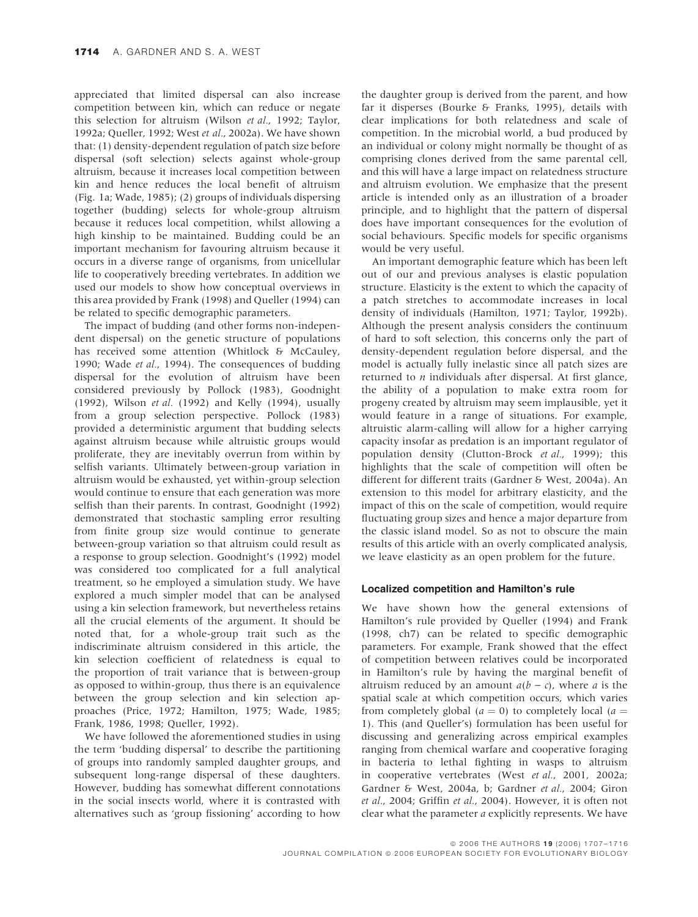appreciated that limited dispersal can also increase competition between kin, which can reduce or negate this selection for altruism (Wilson *et al.*, 1992; Taylor, 1992a; Queller, 1992; West *et al.*, 2002a). We have shown that: (1) density-dependent regulation of patch size before dispersal (soft selection) selects against whole-group altruism, because it increases local competition between kin and hence reduces the local benefit of altruism (Fig. 1a; Wade, 1985); (2) groups of individuals dispersing together (budding) selects for whole-group altruism because it reduces local competition, whilst allowing a high kinship to be maintained. Budding could be an important mechanism for favouring altruism because it occurs in a diverse range of organisms, from unicellular life to cooperatively breeding vertebrates. In addition we used our models to show how conceptual overviews in this area provided by Frank (1998) and Queller (1994) can be related to specific demographic parameters.

The impact of budding (and other forms non-independent dispersal) on the genetic structure of populations has received some attention (Whitlock & McCauley, 1990; Wade *et al.*, 1994). The consequences of budding dispersal for the evolution of altruism have been considered previously by Pollock (1983), Goodnight (1992), Wilson *et al.* (1992) and Kelly (1994), usually from a group selection perspective. Pollock (1983) provided a deterministic argument that budding selects against altruism because while altruistic groups would proliferate, they are inevitably overrun from within by selfish variants. Ultimately between-group variation in altruism would be exhausted, yet within-group selection would continue to ensure that each generation was more selfish than their parents. In contrast, Goodnight (1992) demonstrated that stochastic sampling error resulting from finite group size would continue to generate between-group variation so that altruism could result as a response to group selection. Goodnight's (1992) model was considered too complicated for a full analytical treatment, so he employed a simulation study. We have explored a much simpler model that can be analysed using a kin selection framework, but nevertheless retains all the crucial elements of the argument. It should be noted that, for a whole-group trait such as the indiscriminate altruism considered in this article, the kin selection coefficient of relatedness is equal to the proportion of trait variance that is between-group as opposed to within-group, thus there is an equivalence between the group selection and kin selection approaches (Price, 1972; Hamilton, 1975; Wade, 1985; Frank, 1986, 1998; Queller, 1992).

We have followed the aforementioned studies in using the term 'budding dispersal' to describe the partitioning of groups into randomly sampled daughter groups, and subsequent long-range dispersal of these daughters. However, budding has somewhat different connotations in the social insects world, where it is contrasted with alternatives such as 'group fissioning' according to how the daughter group is derived from the parent, and how far it disperses (Bourke & Franks, 1995), details with clear implications for both relatedness and scale of competition. In the microbial world, a bud produced by an individual or colony might normally be thought of as comprising clones derived from the same parental cell, and this will have a large impact on relatedness structure and altruism evolution. We emphasize that the present article is intended only as an illustration of a broader principle, and to highlight that the pattern of dispersal does have important consequences for the evolution of social behaviours. Specific models for specific organisms would be very useful.

An important demographic feature which has been left out of our and previous analyses is elastic population structure. Elasticity is the extent to which the capacity of a patch stretches to accommodate increases in local density of individuals (Hamilton, 1971; Taylor, 1992b). Although the present analysis considers the continuum of hard to soft selection, this concerns only the part of density-dependent regulation before dispersal, and the model is actually fully inelastic since all patch sizes are returned to $n$ individuals after dispersal. At first glance, the ability of a population to make extra room for progeny created by altruism may seem implausible, yet it would feature in a range of situations. For example, altruistic alarm-calling will allow for a higher carrying capacity insofar as predation is an important regulator of population density (Clutton-Brock *et al.*, 1999); this highlights that the scale of competition will often be different for different traits (Gardner & West, 2004a). An extension to this model for arbitrary elasticity, and the impact of this on the scale of competition, would require fluctuating group sizes and hence a major departure from the classic island model. So as not to obscure the main results of this article with an overly complicated analysis, we leave elasticity as an open problem for the future.

### Localized competition and Hamilton's rule

We have shown how the general extensions of Hamilton's rule provided by Queller (1994) and Frank (1998, ch7) can be related to specific demographic parameters. For example, Frank showed that the effect of competition between relatives could be incorporated in Hamilton's rule by having the marginal benefit of altruism reduced by an amount $a(b - c)$, where $a$ is the spatial scale at which competition occurs, which varies from completely global ($a = 0$) to completely local ($a = 1$). This (and Queller's) formulation has been useful for discussing and generalizing across empirical examples ranging from chemical warfare and cooperative foraging in bacteria to lethal fighting in wasps to altruism in cooperative vertebrates (West *et al.*, 2001, 2002a; Gardner & West, 2004a, b; Gardner *et al.*, 2004; Giron *et al.*, 2004; Griffin *et al.*, 2004). However, it is often not clear what the parameter $a$ explicitly represents. We have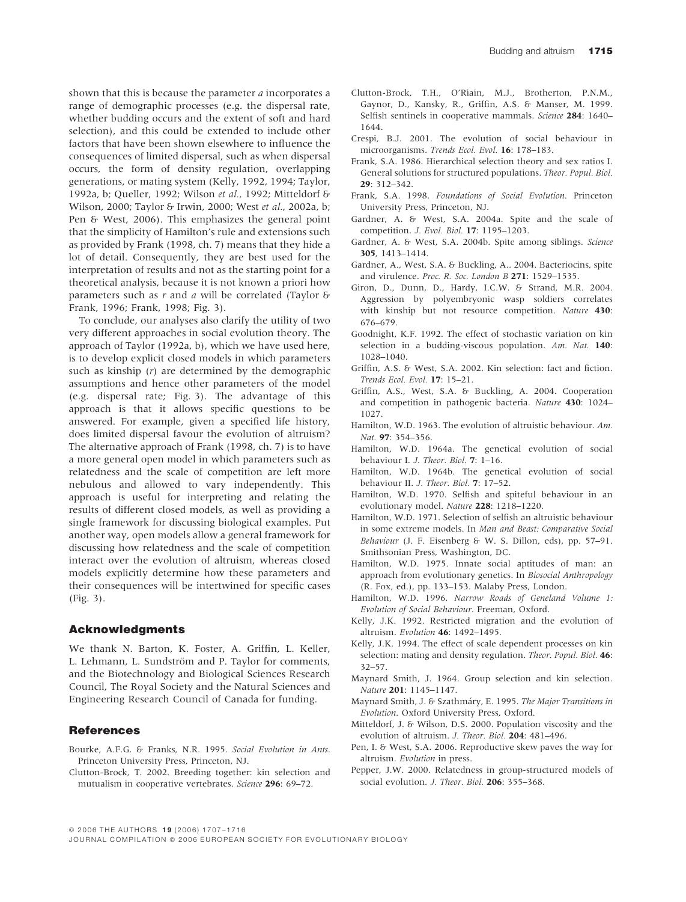shown that this is because the parameter *a* incorporates a range of demographic processes (e.g. the dispersal rate, whether budding occurs and the extent of soft and hard selection), and this could be extended to include other factors that have been shown elsewhere to influence the consequences of limited dispersal, such as when dispersal occurs, the form of density regulation, overlapping generations, or mating system (Kelly, 1992, 1994; Taylor, 1992a, b; Queller, 1992; Wilson *et al.*, 1992; Mitteldorf & Wilson, 2000; Taylor & Irwin, 2000; West *et al.*, 2002a, b; Pen & West, 2006). This emphasizes the general point that the simplicity of Hamilton's rule and extensions such as provided by Frank (1998, ch. 7) means that they hide a lot of detail. Consequently, they are best used for the interpretation of results and not as the starting point for a theoretical analysis, because it is not known a priori how parameters such as *r* and *a* will be correlated (Taylor & Frank, 1996; Frank, 1998; Fig. 3).

To conclude, our analyses also clarify the utility of two very different approaches in social evolution theory. The approach of Taylor (1992a, b), which we have used here, is to develop explicit closed models in which parameters such as kinship (*r*) are determined by the demographic assumptions and hence other parameters of the model (e.g. dispersal rate; Fig. 3). The advantage of this approach is that it allows specific questions to be answered. For example, given a specified life history, does limited dispersal favour the evolution of altruism? The alternative approach of Frank (1998, ch. 7) is to have a more general open model in which parameters such as relatedness and the scale of competition are left more nebulous and allowed to vary independently. This approach is useful for interpreting and relating the results of different closed models, as well as providing a single framework for discussing biological examples. Put another way, open models allow a general framework for discussing how relatedness and the scale of competition interact over the evolution of altruism, whereas closed models explicitly determine how these parameters and their consequences will be intertwined for specific cases (Fig. 3).

## Acknowledgments

We thank N. Barton, K. Foster, A. Griffin, L. Keller, L. Lehmann, L. Sundström and P. Taylor for comments, and the Biotechnology and Biological Sciences Research Council, The Royal Society and the Natural Sciences and Engineering Research Council of Canada for funding.

## References

Bourke, A.F.G. & Franks, N.R. 1995. *Social Evolution in Ants*. Princeton University Press, Princeton, NJ.

Clutton-Brock, T. 2002. Breeding together: kin selection and mutualism in cooperative vertebrates. *Science* **296**: 69–72.

Clutton-Brock, T.H., O'Riain, M.J., Brotherton, P.N.M., Gaynor, D., Kansky, R., Griffin, A.S. & Manser, M. 1999. Selfish sentinels in cooperative mammals. *Science* **284**: 1640–1644.

Crespi, B.J. 2001. The evolution of social behaviour in microorganisms. *Trends Ecol. Evol.* **16**: 178–183.

Frank, S.A. 1986. Hierarchical selection theory and sex ratios I. General solutions for structured populations. *Theor. Popul. Biol.* **29**: 312–342.

Frank, S.A. 1998. *Foundations of Social Evolution*. Princeton University Press, Princeton, NJ.

Gardner, A. & West, S.A. 2004a. Spite and the scale of competition. *J. Evol. Biol.* **17**: 1195–1203.

Gardner, A. & West, S.A. 2004b. Spite among siblings. *Science* **305**, 1413–1414.

Gardner, A., West, S.A. & Buckling, A.. 2004. Bacteriocins, spite and virulence. *Proc. R. Soc. London B* **271**: 1529–1535.

Giron, D., Dunn, D., Hardy, I.C.W. & Strand, M.R. 2004. Aggression by polyembryonic wasp soldiers correlates with kinship but not resource competition. *Nature* **430**: 676–679.

Goodnight, K.F. 1992. The effect of stochastic variation on kin selection in a budding-viscous population. *Am. Nat.* **140**: 1028–1040.

Griffin, A.S. & West, S.A. 2002. Kin selection: fact and fiction. *Trends Ecol. Evol.* **17**: 15–21.

Griffin, A.S., West, S.A. & Buckling, A. 2004. Cooperation and competition in pathogenic bacteria. *Nature* **430**: 1024–1027.

Hamilton, W.D. 1963. The evolution of altruistic behaviour. *Am. Nat.* **97**: 354–356.

Hamilton, W.D. 1964a. The genetical evolution of social behaviour I. *J. Theor. Biol.* **7**: 1–16.

Hamilton, W.D. 1964b. The genetical evolution of social behaviour II. *J. Theor. Biol.* **7**: 17–52.

Hamilton, W.D. 1970. Selfish and spiteful behaviour in an evolutionary model. *Nature* **228**: 1218–1220.

Hamilton, W.D. 1971. Selection of selfish an altruistic behaviour in some extreme models. In *Man and Beast: Comparative Social Behaviour* (J. F. Eisenberg & W. S. Dillon, eds), pp. 57–91. Smithsonian Press, Washington, DC.

Hamilton, W.D. 1975. Innate social aptitudes of man: an approach from evolutionary genetics. In *Biosocial Anthropology* (R. Fox, ed.), pp. 133–153. Malaby Press, London.

Hamilton, W.D. 1996. *Narrow Roads of Geneland Volume 1: Evolution of Social Behaviour*. Freeman, Oxford.

Kelly, J.K. 1992. Restricted migration and the evolution of altruism. *Evolution* **46**: 1492–1495.

Kelly, J.K. 1994. The effect of scale dependent processes on kin selection: mating and density regulation. *Theor. Popul. Biol.* **46**: 32–57.

Maynard Smith, J. 1964. Group selection and kin selection. *Nature* **201**: 1145–1147.

Maynard Smith, J. & Szathmáry, E. 1995. *The Major Transitions in Evolution*. Oxford University Press, Oxford.

Mitteldorf, J. & Wilson, D.S. 2000. Population viscosity and the evolution of altruism. *J. Theor. Biol.* **204**: 481–496.

Pen, I. & West, S.A. 2006. Reproductive skew paves the way for altruism. *Evolution* in press.

Pepper, J.W. 2000. Relatedness in group-structured models of social evolution. *J. Theor. Biol.* **206**: 355–368.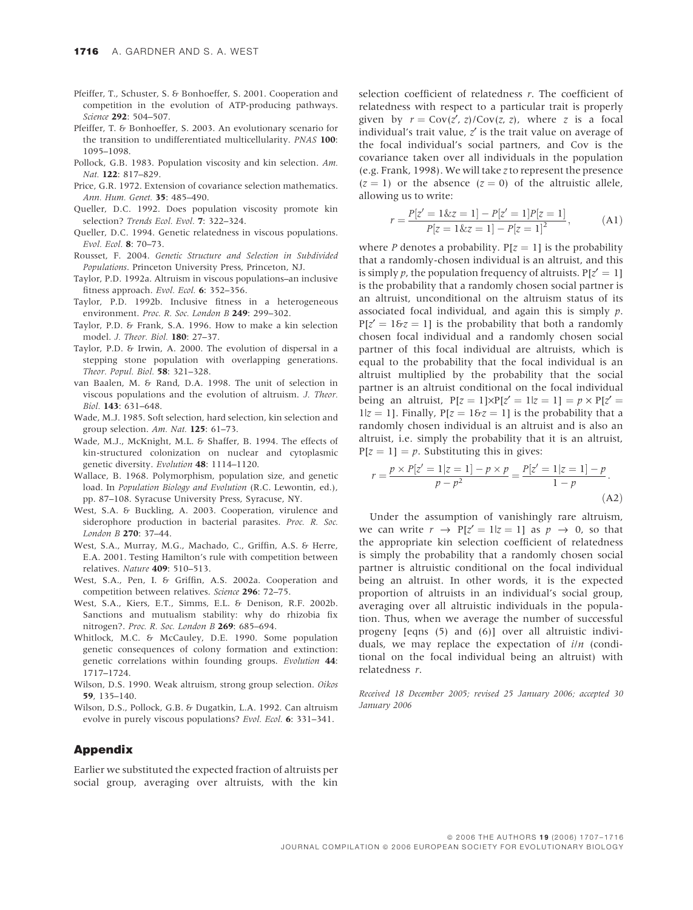Pfeiffer, T., Schuster, S. & Bonhoeffer, S. 2001. Cooperation and competition in the evolution of ATP-producing pathways. *Science* **292**: 504–507.

Pfeiffer, T. & Bonhoeffer, S. 2003. An evolutionary scenario for the transition to undifferentiated multicellularity. *PNAS* **100**: 1095–1098.

Pollock, G.B. 1983. Population viscosity and kin selection. *Am. Nat.* **122**: 817–829.

Price, G.R. 1972. Extension of covariance selection mathematics. *Ann. Hum. Genet.* **35**: 485–490.

Queller, D.C. 1992. Does population viscosity promote kin selection? *Trends Ecol. Evol.* **7**: 322–324.

Queller, D.C. 1994. Genetic relatedness in viscous populations. *Evol. Ecol.* **8**: 70–73.

Rousset, F. 2004. *Genetic Structure and Selection in Subdivided Populations*. Princeton University Press, Princeton, NJ.

Taylor, P.D. 1992a. Altruism in viscous populations–an inclusive fitness approach. *Evol. Ecol.* **6**: 352–356.

Taylor, P.D. 1992b. Inclusive fitness in a heterogeneous environment. *Proc. R. Soc. London B* **249**: 299–302.

Taylor, P.D. & Frank, S.A. 1996. How to make a kin selection model. *J. Theor. Biol.* **180**: 27–37.

Taylor, P.D. & Irwin, A. 2000. The evolution of dispersal in a stepping stone population with overlapping generations. *Theor. Popul. Biol.* **58**: 321–328.

van Baalen, M. & Rand, D.A. 1998. The unit of selection in viscous populations and the evolution of altruism. *J. Theor. Biol.* **143**: 631–648.

Wade, M.J. 1985. Soft selection, hard selection, kin selection and group selection. *Am. Nat.* **125**: 61–73.

Wade, M.J., McKnight, M.L. & Shaffer, B. 1994. The effects of kin-structured colonization on nuclear and cytoplasmic genetic diversity. *Evolution* **48**: 1114–1120.

Wallace, B. 1968. Polymorphism, population size, and genetic load. In *Population Biology and Evolution* (R.C. Lewontin, ed.), pp. 87–108. Syracuse University Press, Syracuse, NY.

West, S.A. & Buckling, A. 2003. Cooperation, virulence and siderophore production in bacterial parasites. *Proc. R. Soc. London B* **270**: 37–44.

West, S.A., Murray, M.G., Machado, C., Griffin, A.S. & Herre, E.A. 2001. Testing Hamilton's rule with competition between relatives. *Nature* **409**: 510–513.

West, S.A., Pen, I. & Griffin, A.S. 2002a. Cooperation and competition between relatives. *Science* **296**: 72–75.

West, S.A., Kiers, E.T., Simms, E.L. & Denison, R.F. 2002b. Sanctions and mutualism stability: why do rhizobia fix nitrogen?. *Proc. R. Soc. London B* **269**: 685–694.

Whitlock, M.C. & McCauley, D.E. 1990. Some population genetic consequences of colony formation and extinction: genetic correlations within founding groups. *Evolution* **44**: 1717–1724.

Wilson, D.S. 1990. Weak altruism, strong group selection. *Oikos* **59**, 135–140.

Wilson, D.S., Pollock, G.B. & Dugatkin, L.A. 1992. Can altruism evolve in purely viscous populations? *Evol. Ecol.* **6**: 331–341.

## Appendix

Earlier we substituted the expected fraction of altruists per social group, averaging over altruists, with the kin selection coefficient of relatedness $r$. The coefficient of relatedness with respect to a particular trait is properly given by $r = \mathrm{Cov}(z', z)/\mathrm{Cov}(z, z)$, where $z$ is a focal individual's trait value, $z'$ is the trait value on average of the focal individual's social partners, and Cov is the covariance taken over all individuals in the population (e.g. Frank, 1998). We will take $z$ to represent the presence ($z = 1$) or the absence ($z = 0$) of the altruistic allele, allowing us to write:

$$r = \frac{P[z' = 1 \& z = 1] - P[z' = 1]P[z = 1]}{P[z = 1 \& z = 1] - P[z = 1]^2}, \tag{A1}$$

where $P$ denotes a probability. $P[z = 1]$ is the probability that a randomly-chosen individual is an altruist, and this is simply $p$, the population frequency of altruists. $P[z' = 1]$ is the probability that a randomly chosen social partner is an altruist, unconditional on the altruism status of its associated focal individual, and again this is simply $p$. $P[z' = 1 \& z = 1]$ is the probability that both a randomly chosen focal individual and a randomly chosen social partner of this focal individual are altruists, which is equal to the probability that the focal individual is an altruist multiplied by the probability that the social partner is an altruist conditional on the focal individual being an altruist, $P[z = 1] \times P[z' = 1|z = 1] = p \times P[z' = 1|z = 1]$. Finally, $P[z = 1 \& z = 1]$ is the probability that a randomly chosen individual is an altruist and is also an altruist, i.e. simply the probability that it is an altruist, $P[z = 1] = p$. Substituting this in gives:

$$r = \frac{p \times P[z' = 1|z = 1] - p \times p}{p - p^2} = \frac{P[z' = 1|z = 1] - p}{1 - p}. \tag{A2}$$

Under the assumption of vanishingly rare altruism, we can write $r \rightarrow P[z' = 1|z = 1]$ as $p \rightarrow 0$, so that the appropriate kin selection coefficient of relatedness is simply the probability that a randomly chosen social partner is altruistic conditional on the focal individual being an altruist. In other words, it is the expected proportion of altruists in an individual's social group, averaging over all altruistic individuals in the population. Thus, when we average the number of successful progeny [eqns (5) and (6)] over all altruistic individuals, we may replace the expectation of $i/n$ (conditional on the focal individual being an altruist) with relatedness $r$.

*Received 18 December 2005; revised 25 January 2006; accepted 30 January 2006*